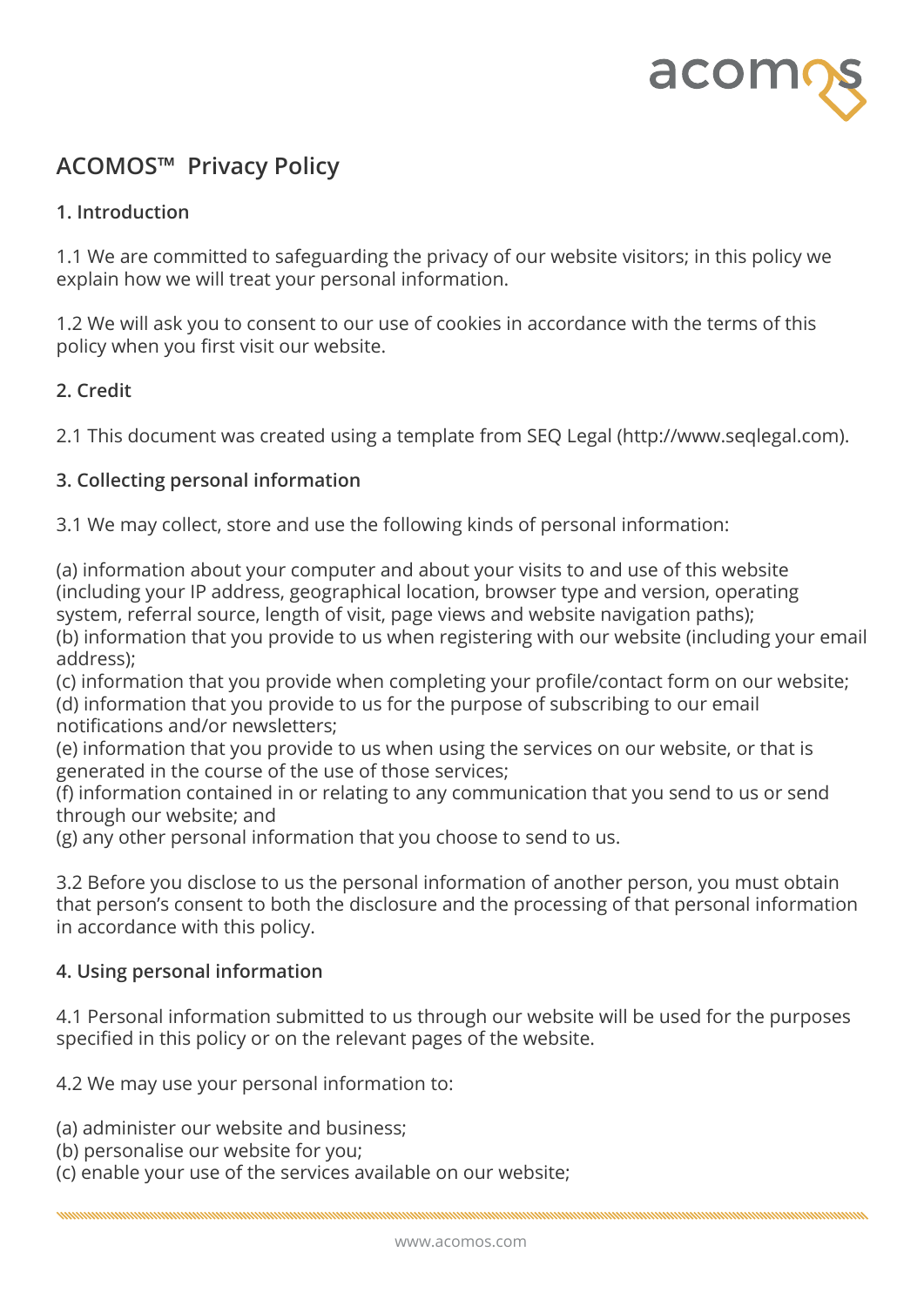# ACOMOS™ Privacy Policy

## 1. Introduction

1.1 We are committed to safeguarding the privacy of our website visitors; in this policy we explain how we will treat your personal information.

1.2 We will ask you to consent to our use of cookies in accordance with the terms of this policy when you first visit our website.

## 2. Credit

2.1 This document was created using a template from SEQ Legal (http://www.seqlegal.com).

## 3. Collecting personal information

3.1 We may collect, store and use the following kinds of personal information:

(a) information about your computer and about your visits to and use of this website (including your IP address, geographical location, browser type and version, operating system, referral source, length of visit, page views and website navigation paths);
(b) information that you provide to us when registering with our website (including your email address);
(c) information that you provide when completing your profile/contact form on our website;
(d) information that you provide to us for the purpose of subscribing to our email notifications and/or newsletters;
(e) information that you provide to us when using the services on our website, or that is generated in the course of the use of those services;
(f) information contained in or relating to any communication that you send to us or send through our website; and
(g) any other personal information that you choose to send to us.

3.2 Before you disclose to us the personal information of another person, you must obtain that person's consent to both the disclosure and the processing of that personal information in accordance with this policy.

## 4. Using personal information

4.1 Personal information submitted to us through our website will be used for the purposes specified in this policy or on the relevant pages of the website.

4.2 We may use your personal information to:

(a) administer our website and business;
(b) personalise our website for you;
(c) enable your use of the services available on our website;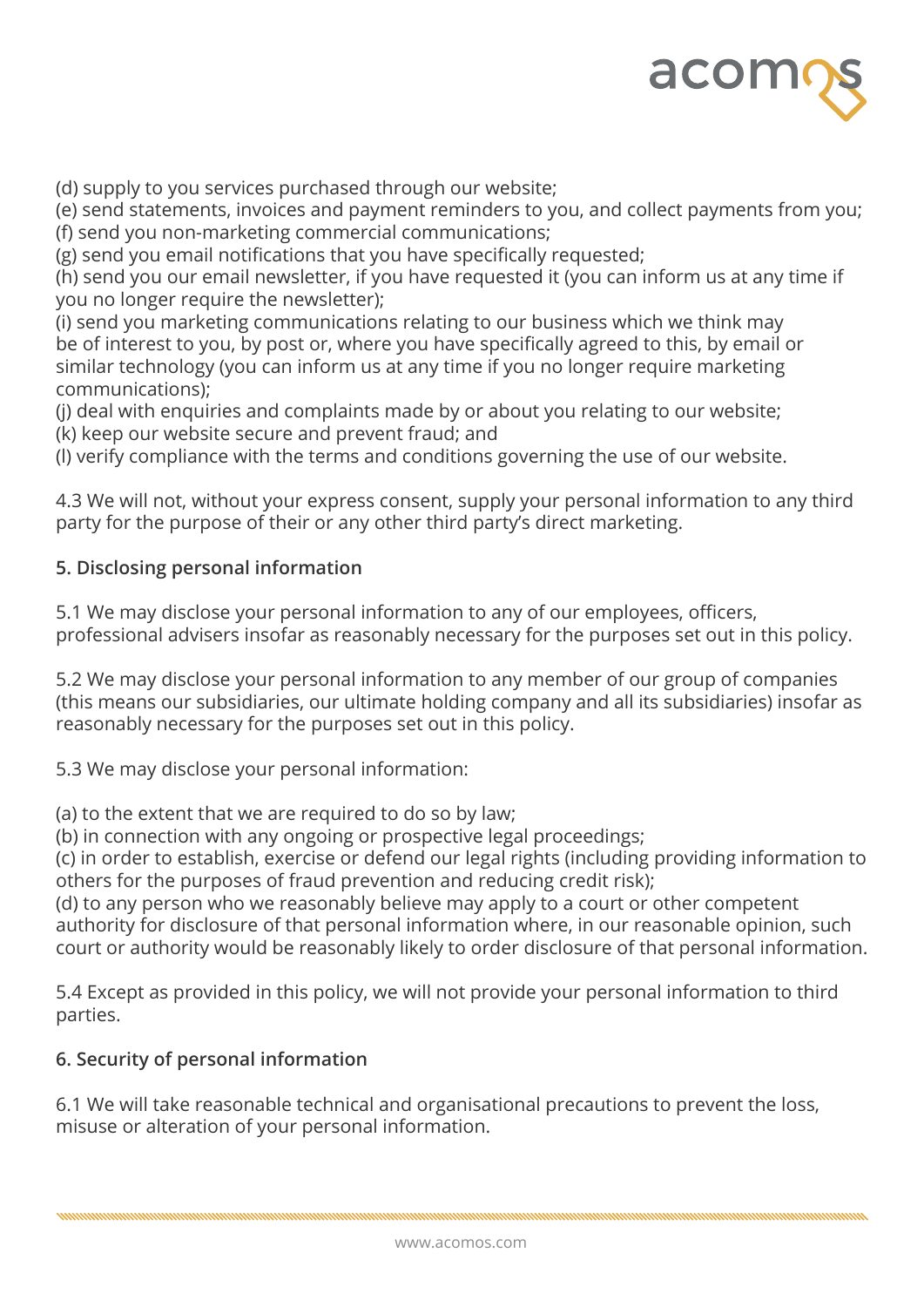(d) supply to you services purchased through our website;
(e) send statements, invoices and payment reminders to you, and collect payments from you;
(f) send you non-marketing commercial communications;
(g) send you email notifications that you have specifically requested;
(h) send you our email newsletter, if you have requested it (you can inform us at any time if you no longer require the newsletter);
(i) send you marketing communications relating to our business which we think may be of interest to you, by post or, where you have specifically agreed to this, by email or similar technology (you can inform us at any time if you no longer require marketing communications);
(j) deal with enquiries and complaints made by or about you relating to our website;
(k) keep our website secure and prevent fraud; and
(l) verify compliance with the terms and conditions governing the use of our website.

4.3 We will not, without your express consent, supply your personal information to any third party for the purpose of their or any other third party's direct marketing.

**5. Disclosing personal information**

5.1 We may disclose your personal information to any of our employees, officers, professional advisers insofar as reasonably necessary for the purposes set out in this policy.

5.2 We may disclose your personal information to any member of our group of companies (this means our subsidiaries, our ultimate holding company and all its subsidiaries) insofar as reasonably necessary for the purposes set out in this policy.

5.3 We may disclose your personal information:

(a) to the extent that we are required to do so by law;
(b) in connection with any ongoing or prospective legal proceedings;
(c) in order to establish, exercise or defend our legal rights (including providing information to others for the purposes of fraud prevention and reducing credit risk);
(d) to any person who we reasonably believe may apply to a court or other competent authority for disclosure of that personal information where, in our reasonable opinion, such court or authority would be reasonably likely to order disclosure of that personal information.

5.4 Except as provided in this policy, we will not provide your personal information to third parties.

**6. Security of personal information**

6.1 We will take reasonable technical and organisational precautions to prevent the loss, misuse or alteration of your personal information.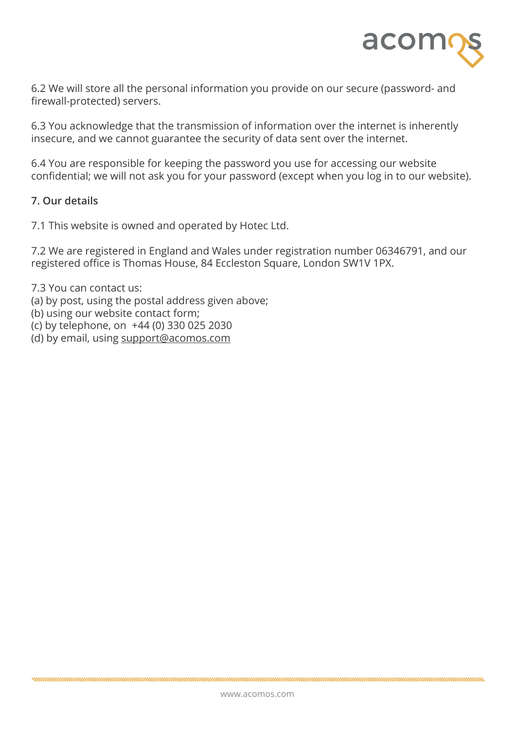6.2 We will store all the personal information you provide on our secure (password- and firewall-protected) servers.

6.3 You acknowledge that the transmission of information over the internet is inherently insecure, and we cannot guarantee the security of data sent over the internet.

6.4 You are responsible for keeping the password you use for accessing our website confidential; we will not ask you for your password (except when you log in to our website).

## 7. Our details

7.1 This website is owned and operated by Hotec Ltd.

7.2 We are registered in England and Wales under registration number 06346791, and our registered office is Thomas House, 84 Eccleston Square, London SW1V 1PX.

7.3 You can contact us:
(a) by post, using the postal address given above;
(b) using our website contact form;
(c) by telephone, on +44 (0) 330 025 2030
(d) by email, using support@acomos.com